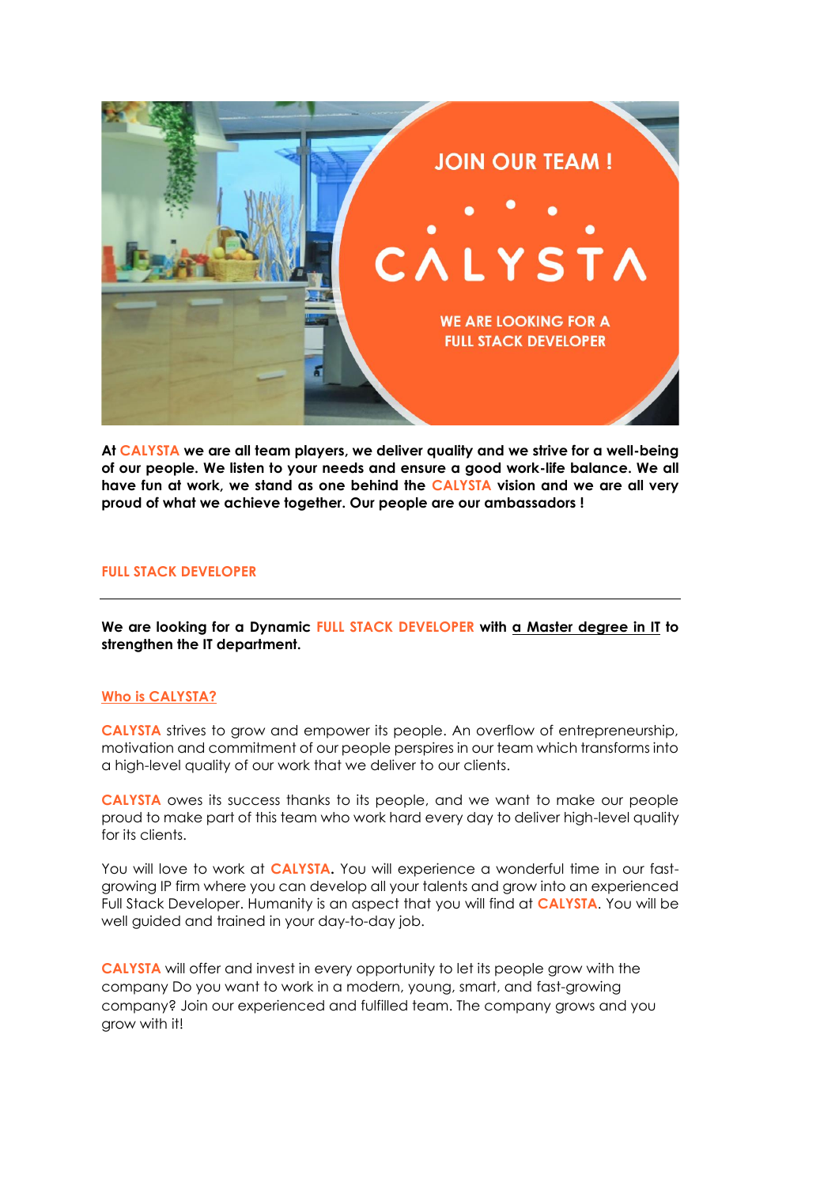JOIN OUR TEAM !

CALYSTA

WE ARE LOOKING FOR A FULL STACK DEVELOPER

**At CALYSTA we are all team players, we deliver quality and we strive for a well-being of our people. We listen to your needs and ensure a good work-life balance. We all have fun at work, we stand as one behind the CALYSTA vision and we are all very proud of what we achieve together. Our people are our ambassadors !**

## FULL STACK DEVELOPER

---

**We are looking for a Dynamic FULL STACK DEVELOPER with a Master degree in IT to strengthen the IT department.**

### Who is CALYSTA?

CALYSTA strives to grow and empower its people. An overflow of entrepreneurship, motivation and commitment of our people perspires in our team which transforms into a high-level quality of our work that we deliver to our clients.

CALYSTA owes its success thanks to its people, and we want to make our people proud to make part of this team who work hard every day to deliver high-level quality for its clients.

You will love to work at **CALYSTA.** You will experience a wonderful time in our fast-growing IP firm where you can develop all your talents and grow into an experienced Full Stack Developer. Humanity is an aspect that you will find at **CALYSTA**. You will be well guided and trained in your day-to-day job.

CALYSTA will offer and invest in every opportunity to let its people grow with the company Do you want to work in a modern, young, smart, and fast-growing company? Join our experienced and fulfilled team. The company grows and you grow with it!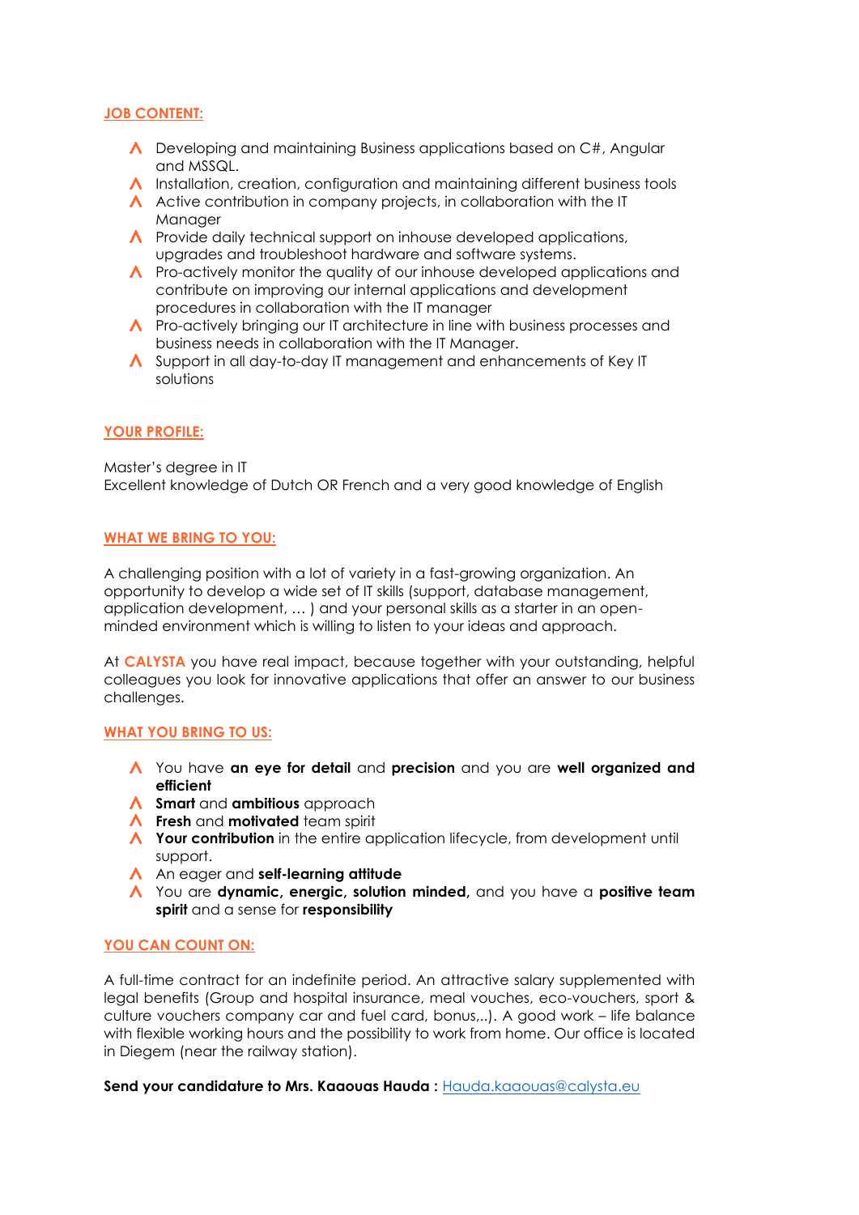## JOB CONTENT:

- Developing and maintaining Business applications based on C#, Angular and MSSQL.
- Installation, creation, configuration and maintaining different business tools
- Active contribution in company projects, in collaboration with the IT Manager
- Provide daily technical support on inhouse developed applications, upgrades and troubleshoot hardware and software systems.
- Pro-actively monitor the quality of our inhouse developed applications and contribute on improving our internal applications and development procedures in collaboration with the IT manager
- Pro-actively bringing our IT architecture in line with business processes and business needs in collaboration with the IT Manager.
- Support in all day-to-day IT management and enhancements of Key IT solutions

## YOUR PROFILE:

Master's degree in IT
Excellent knowledge of Dutch OR French and a very good knowledge of English

## WHAT WE BRING TO YOU:

A challenging position with a lot of variety in a fast-growing organization. An opportunity to develop a wide set of IT skills (support, database management, application development, … ) and your personal skills as a starter in an open-minded environment which is willing to listen to your ideas and approach.

At **CALYSTA** you have real impact, because together with your outstanding, helpful colleagues you look for innovative applications that offer an answer to our business challenges.

## WHAT YOU BRING TO US:

- You have **an eye for detail** and **precision** and you are **well organized and efficient**
- **Smart** and **ambitious** approach
- **Fresh** and **motivated** team spirit
- **Your contribution** in the entire application lifecycle, from development until support.
- An eager and **self-learning attitude**
- You are **dynamic, energic, solution minded,** and you have a **positive team spirit** and a sense for **responsibility**

## YOU CAN COUNT ON:

A full-time contract for an indefinite period. An attractive salary supplemented with legal benefits (Group and hospital insurance, meal vouches, eco-vouchers, sport & culture vouchers company car and fuel card, bonus,..). A good work – life balance with flexible working hours and the possibility to work from home. Our office is located in Diegem (near the railway station).

**Send your candidature to Mrs. Kaaouas Hauda :** Hauda.kaaouas@calysta.eu